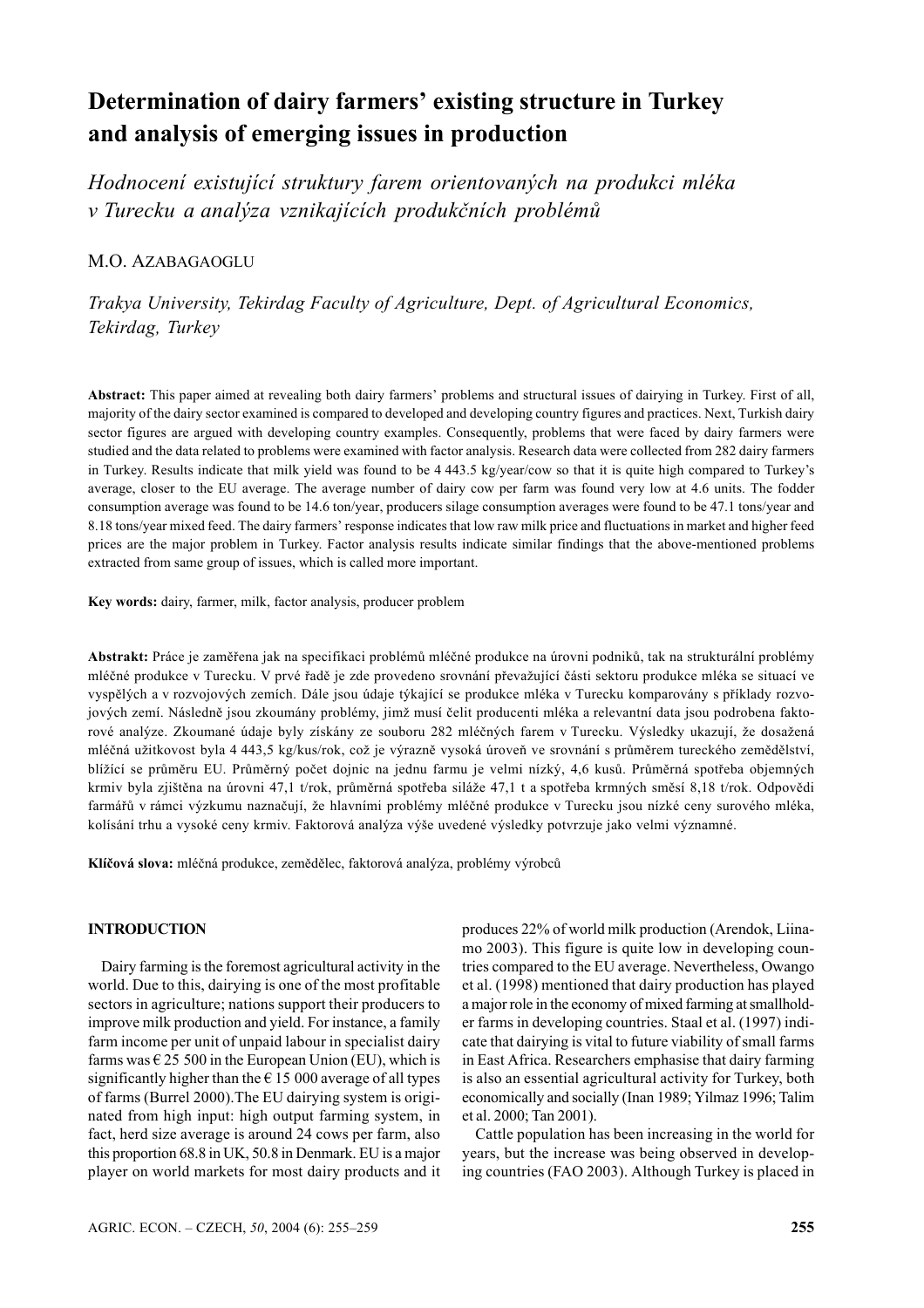# Determination of dairy farmers' existing structure in Turkey and analysis of emerging issues in production

*Hodnocení existující struktury farem orientovaných na produkci mléka v Turecku a analýza vznikajících produkčních problémů*

M.O. Azabagaoglu

*Trakya University, Tekirdag Faculty of Agriculture, Dept. of Agricultural Economics, Tekirdag, Turkey*

**Abstract:** This paper aimed at revealing both dairy farmers' problems and structural issues of dairying in Turkey. First of all, majority of the dairy sector examined is compared to developed and developing country figures and practices. Next, Turkish dairy sector figures are argued with developing country examples. Consequently, problems that were faced by dairy farmers were studied and the data related to problems were examined with factor analysis. Research data were collected from 282 dairy farmers in Turkey. Results indicate that milk yield was found to be 4 443.5 kg/year/cow so that it is quite high compared to Turkey's average, closer to the EU average. The average number of dairy cow per farm was found very low at 4.6 units. The fodder consumption average was found to be 14.6 ton/year, producers silage consumption averages were found to be 47.1 tons/year and 8.18 tons/year mixed feed. The dairy farmers' response indicates that low raw milk price and fluctuations in market and higher feed prices are the major problem in Turkey. Factor analysis results indicate similar findings that the above-mentioned problems extracted from same group of issues, which is called more important.

**Key words:** dairy, farmer, milk, factor analysis, producer problem

**Abstrakt:** Práce je zaměřena jak na specifikaci problémů mléčné produkce na úrovni podniků, tak na strukturální problémy mléčné produkce v Turecku. V prvé řadě je zde provedeno srovnání převažující části sektoru produkce mléka se situací ve vyspělých a v rozvojových zemích. Dále jsou údaje týkající se produkce mléka v Turecku komparovány s příklady rozvojových zemí. Následně jsou zkoumány problémy, jimž musí čelit producenti mléka a relevantní data jsou podrobena faktorové analýze. Zkoumané údaje byly získány ze souboru 282 mléčných farem v Turecku. Výsledky ukazují, že dosažená mléčná užitkovost byla 4 443,5 kg/kus/rok, což je výrazně vysoká úroveň ve srovnání s průměrem tureckého zemědělství, blížící se průměru EU. Průměrný počet dojnic na jednu farmu je velmi nízký, 4,6 kusů. Průměrná spotřeba objemných krmiv byla zjištěna na úrovni 47,1 t/rok, průměrná spotřeba siláže 47,1 t a spotřeba krmných směsí 8,18 t/rok. Odpovědi farmářů v rámci výzkumu naznačují, že hlavními problémy mléčné produkce v Turecku jsou nízké ceny surového mléka, kolísání trhu a vysoké ceny krmiv. Faktorová analýza výše uvedené výsledky potvrzuje jako velmi významné.

**Klíčová slova:** mléčná produkce, zemědělec, faktorová analýza, problémy výrobců

## INTRODUCTION

Dairy farming is the foremost agricultural activity in the world. Due to this, dairying is one of the most profitable sectors in agriculture; nations support their producers to improve milk production and yield. For instance, a family farm income per unit of unpaid labour in specialist dairy farms was € 25 500 in the European Union (EU), which is significantly higher than the € 15 000 average of all types of farms (Burrel 2000).The EU dairying system is originated from high input: high output farming system, in fact, herd size average is around 24 cows per farm, also this proportion 68.8 in UK, 50.8 in Denmark. EU is a major player on world markets for most dairy products and it produces 22% of world milk production (Arendok, Liinamo 2003). This figure is quite low in developing countries compared to the EU average. Nevertheless, Owango et al. (1998) mentioned that dairy production has played a major role in the economy of mixed farming at smallholder farms in developing countries. Staal et al. (1997) indicate that dairying is vital to future viability of small farms in East Africa. Researchers emphasise that dairy farming is also an essential agricultural activity for Turkey, both economically and socially (Inan 1989; Yilmaz 1996; Talim et al. 2000; Tan 2001).

Cattle population has been increasing in the world for years, but the increase was being observed in developing countries (FAO 2003). Although Turkey is placed in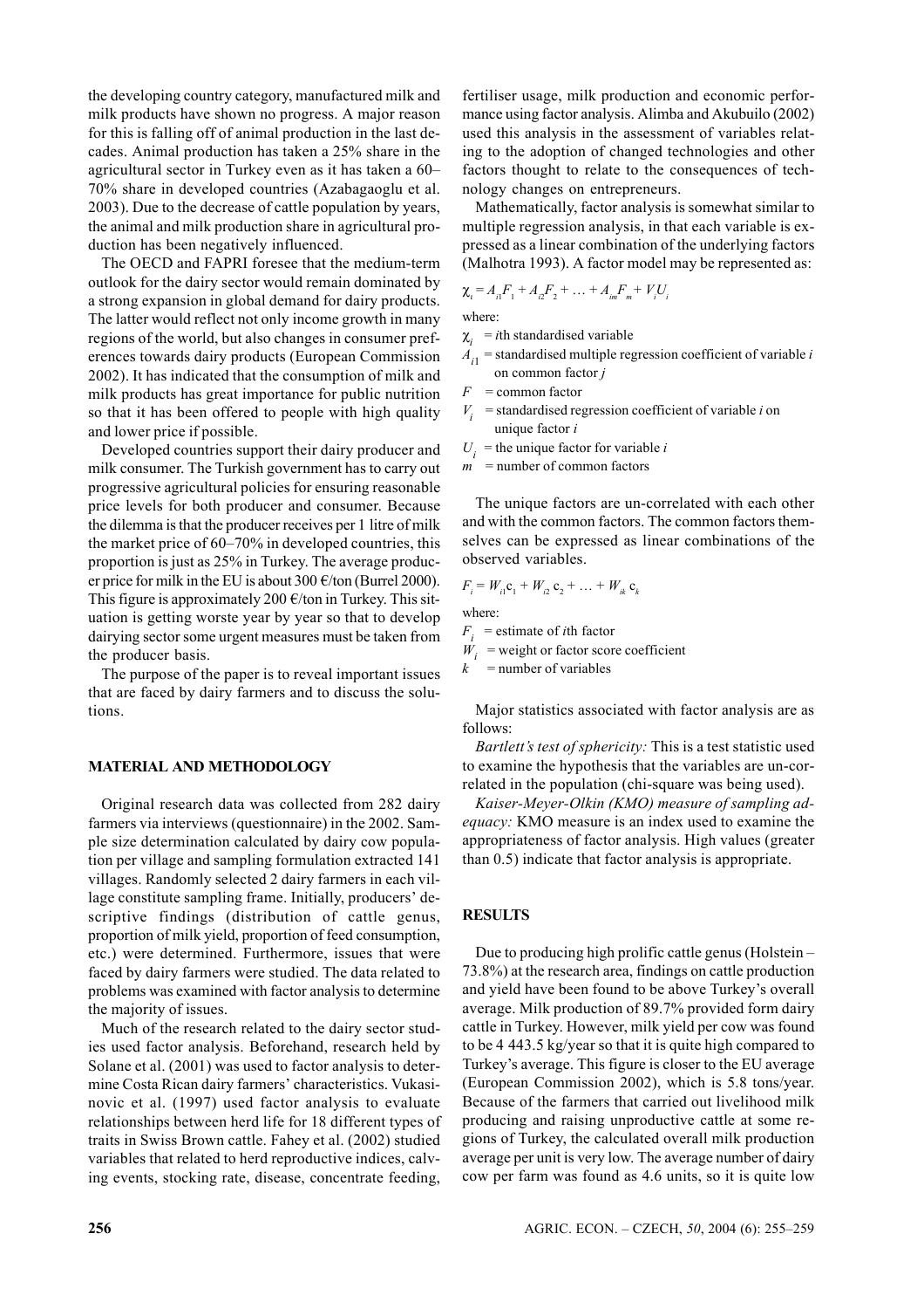the developing country category, manufactured milk and milk products have shown no progress. A major reason for this is falling off of animal production in the last decades. Animal production has taken a 25% share in the agricultural sector in Turkey even as it has taken a 60–70% share in developed countries (Azabagaoglu et al. 2003). Due to the decrease of cattle population by years, the animal and milk production share in agricultural production has been negatively influenced.

The OECD and FAPRI foresee that the medium-term outlook for the dairy sector would remain dominated by a strong expansion in global demand for dairy products. The latter would reflect not only income growth in many regions of the world, but also changes in consumer preferences towards dairy products (European Commission 2002). It has indicated that the consumption of milk and milk products has great importance for public nutrition so that it has been offered to people with high quality and lower price if possible.

Developed countries support their dairy producer and milk consumer. The Turkish government has to carry out progressive agricultural policies for ensuring reasonable price levels for both producer and consumer. Because the dilemma is that the producer receives per 1 litre of milk the market price of 60–70% in developed countries, this proportion is just as 25% in Turkey. The average producer price for milk in the EU is about 300 €/ton (Burrel 2000). This figure is approximately 200 €/ton in Turkey. This situation is getting worste year by year so that to develop dairying sector some urgent measures must be taken from the producer basis.

The purpose of the paper is to reveal important issues that are faced by dairy farmers and to discuss the solutions.

## MATERIAL AND METHODOLOGY

Original research data was collected from 282 dairy farmers via interviews (questionnaire) in the 2002. Sample size determination calculated by dairy cow population per village and sampling formulation extracted 141 villages. Randomly selected 2 dairy farmers in each village constitute sampling frame. Initially, producers' descriptive findings (distribution of cattle genus, proportion of milk yield, proportion of feed consumption, etc.) were determined. Furthermore, issues that were faced by dairy farmers were studied. The data related to problems was examined with factor analysis to determine the majority of issues.

Much of the research related to the dairy sector studies used factor analysis. Beforehand, research held by Solane et al. (2001) was used to factor analysis to determine Costa Rican dairy farmers' characteristics. Vukasinovic et al. (1997) used factor analysis to evaluate relationships between herd life for 18 different types of traits in Swiss Brown cattle. Fahey et al. (2002) studied variables that related to herd reproductive indices, calving events, stocking rate, disease, concentrate feeding, fertiliser usage, milk production and economic performance using factor analysis. Alimba and Akubuilo (2002) used this analysis in the assessment of variables relating to the adoption of changed technologies and other factors thought to relate to the consequences of technology changes on entrepreneurs.

Mathematically, factor analysis is somewhat similar to multiple regression analysis, in that each variable is expressed as a linear combination of the underlying factors (Malhotra 1993). A factor model may be represented as:

$$\chi_i = A_{i1}F_1 + A_{i2}F_2 + \ldots + A_{im}F_m + V_iU_i$$

where:

$\chi_i$ = $i$th standardised variable

$A_{i1}$ = standardised multiple regression coefficient of variable $i$ on common factor $j$

$F$ = common factor

$V_i$ = standardised regression coefficient of variable $i$ on unique factor $i$

$U_i$ = the unique factor for variable $i$

$m$ = number of common factors

The unique factors are un-correlated with each other and with the common factors. The common factors themselves can be expressed as linear combinations of the observed variables.

$$F_i = W_{i1}c_1 + W_{i2}c_2 + \ldots + W_{ik}c_k$$

where:

$F_i$ = estimate of $i$th factor

$W_i$ = weight or factor score coefficient

$k$ = number of variables

Major statistics associated with factor analysis are as follows:

*Bartlett's test of sphericity:* This is a test statistic used to examine the hypothesis that the variables are un-correlated in the population (chi-square was being used).

*Kaiser-Meyer-Olkin (KMO) measure of sampling adequacy:* KMO measure is an index used to examine the appropriateness of factor analysis. High values (greater than 0.5) indicate that factor analysis is appropriate.

## RESULTS

Due to producing high prolific cattle genus (Holstein – 73.8%) at the research area, findings on cattle production and yield have been found to be above Turkey's overall average. Milk production of 89.7% provided form dairy cattle in Turkey. However, milk yield per cow was found to be 4 443.5 kg/year so that it is quite high compared to Turkey's average. This figure is closer to the EU average (European Commission 2002), which is 5.8 tons/year. Because of the farmers that carried out livelihood milk producing and raising unproductive cattle at some regions of Turkey, the calculated overall milk production average per unit is very low. The average number of dairy cow per farm was found as 4.6 units, so it is quite low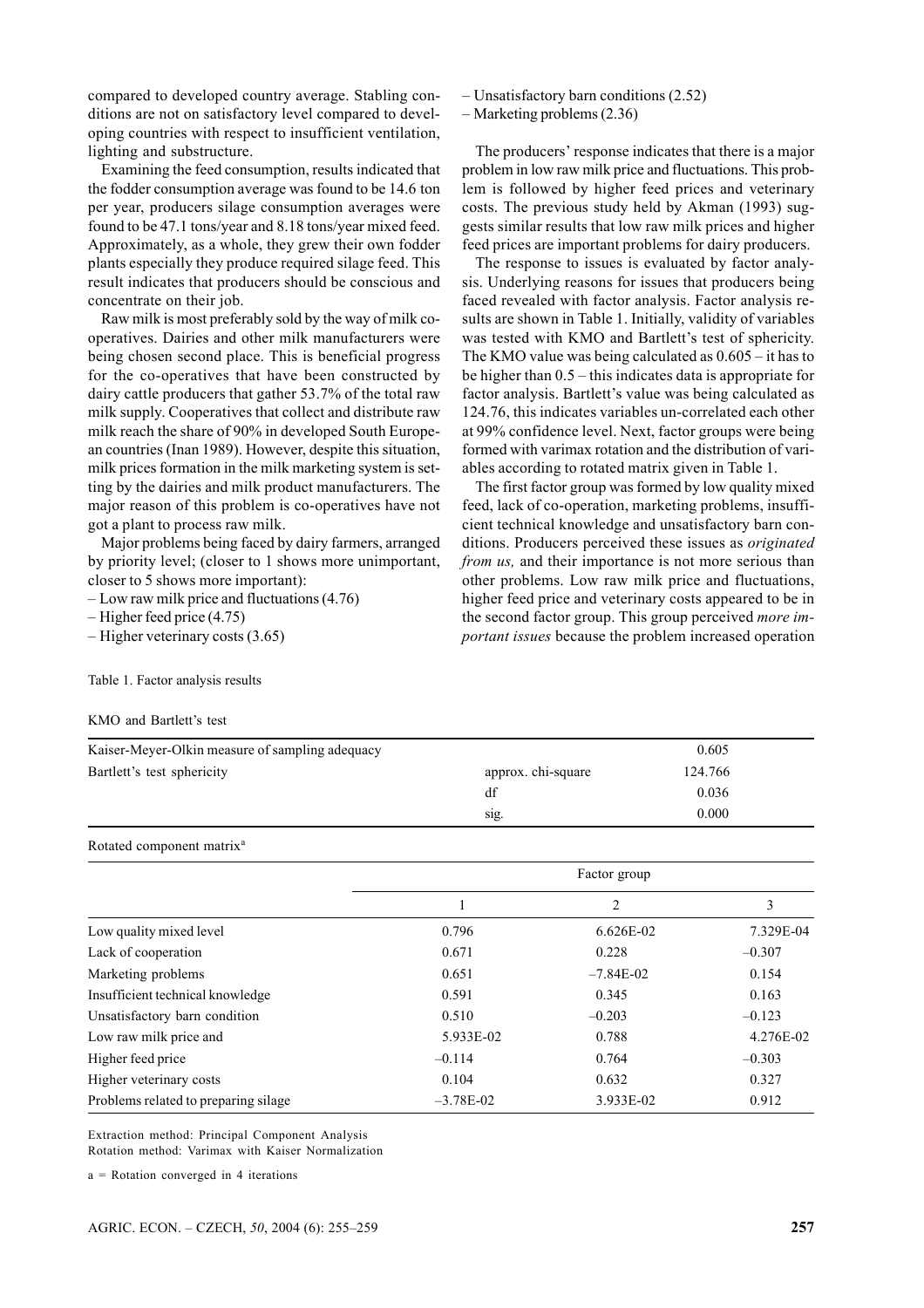compared to developed country average. Stabling conditions are not on satisfactory level compared to developing countries with respect to insufficient ventilation, lighting and substructure.

Examining the feed consumption, results indicated that the fodder consumption average was found to be 14.6 ton per year, producers silage consumption averages were found to be 47.1 tons/year and 8.18 tons/year mixed feed. Approximately, as a whole, they grew their own fodder plants especially they produce required silage feed. This result indicates that producers should be conscious and concentrate on their job.

Raw milk is most preferably sold by the way of milk co-operatives. Dairies and other milk manufacturers were being chosen second place. This is beneficial progress for the co-operatives that have been constructed by dairy cattle producers that gather 53.7% of the total raw milk supply. Cooperatives that collect and distribute raw milk reach the share of 90% in developed South European countries (Inan 1989). However, despite this situation, milk prices formation in the milk marketing system is setting by the dairies and milk product manufacturers. The major reason of this problem is co-operatives have not got a plant to process raw milk.

Major problems being faced by dairy farmers, arranged by priority level; (closer to 1 shows more unimportant, closer to 5 shows more important):

– Low raw milk price and fluctuations (4.76)
– Higher feed price (4.75)
– Higher veterinary costs (3.65)
– Unsatisfactory barn conditions (2.52)
– Marketing problems (2.36)

The producers' response indicates that there is a major problem in low raw milk price and fluctuations. This problem is followed by higher feed prices and veterinary costs. The previous study held by Akman (1993) suggests similar results that low raw milk prices and higher feed prices are important problems for dairy producers.

The response to issues is evaluated by factor analysis. Underlying reasons for issues that producers being faced revealed with factor analysis. Factor analysis results are shown in Table 1. Initially, validity of variables was tested with KMO and Bartlett's test of sphericity. The KMO value was being calculated as 0.605 – it has to be higher than 0.5 – this indicates data is appropriate for factor analysis. Bartlett's value was being calculated as 124.76, this indicates variables un-correlated each other at 99% confidence level. Next, factor groups were being formed with varimax rotation and the distribution of variables according to rotated matrix given in Table 1.

The first factor group was formed by low quality mixed feed, lack of co-operation, marketing problems, insufficient technical knowledge and unsatisfactory barn conditions. Producers perceived these issues as *originated from us,* and their importance is not more serious than other problems. Low raw milk price and fluctuations, higher feed price and veterinary costs appeared to be in the second factor group. This group perceived *more important issues* because the problem increased operation

Table 1. Factor analysis results

KMO and Bartlett's test

| | | |
|---|---|---|
| Kaiser-Meyer-Olkin measure of sampling adequacy | | 0.605 |
| Bartlett's test sphericity | approx. chi-square | 124.766 |
| | df | 0.036 |
| | sig. | 0.000 |

Rotated component matrix[a]

| | Factor group | | |
|---|---|---|---|
| | 1 | 2 | 3 |
| Low quality mixed level | 0.796 | 6.626E-02 | 7.329E-04 |
| Lack of cooperation | 0.671 | 0.228 | –0.307 |
| Marketing problems | 0.651 | –7.84E-02 | 0.154 |
| Insufficient technical knowledge | 0.591 | 0.345 | 0.163 |
| Unsatisfactory barn condition | 0.510 | –0.203 | –0.123 |
| Low raw milk price and | 5.933E-02 | 0.788 | 4.276E-02 |
| Higher feed price | –0.114 | 0.764 | –0.303 |
| Higher veterinary costs | 0.104 | 0.632 | 0.327 |
| Problems related to preparing silage | –3.78E-02 | 3.933E-02 | 0.912 |

Extraction method: Principal Component Analysis
Rotation method: Varimax with Kaiser Normalization

a = Rotation converged in 4 iterations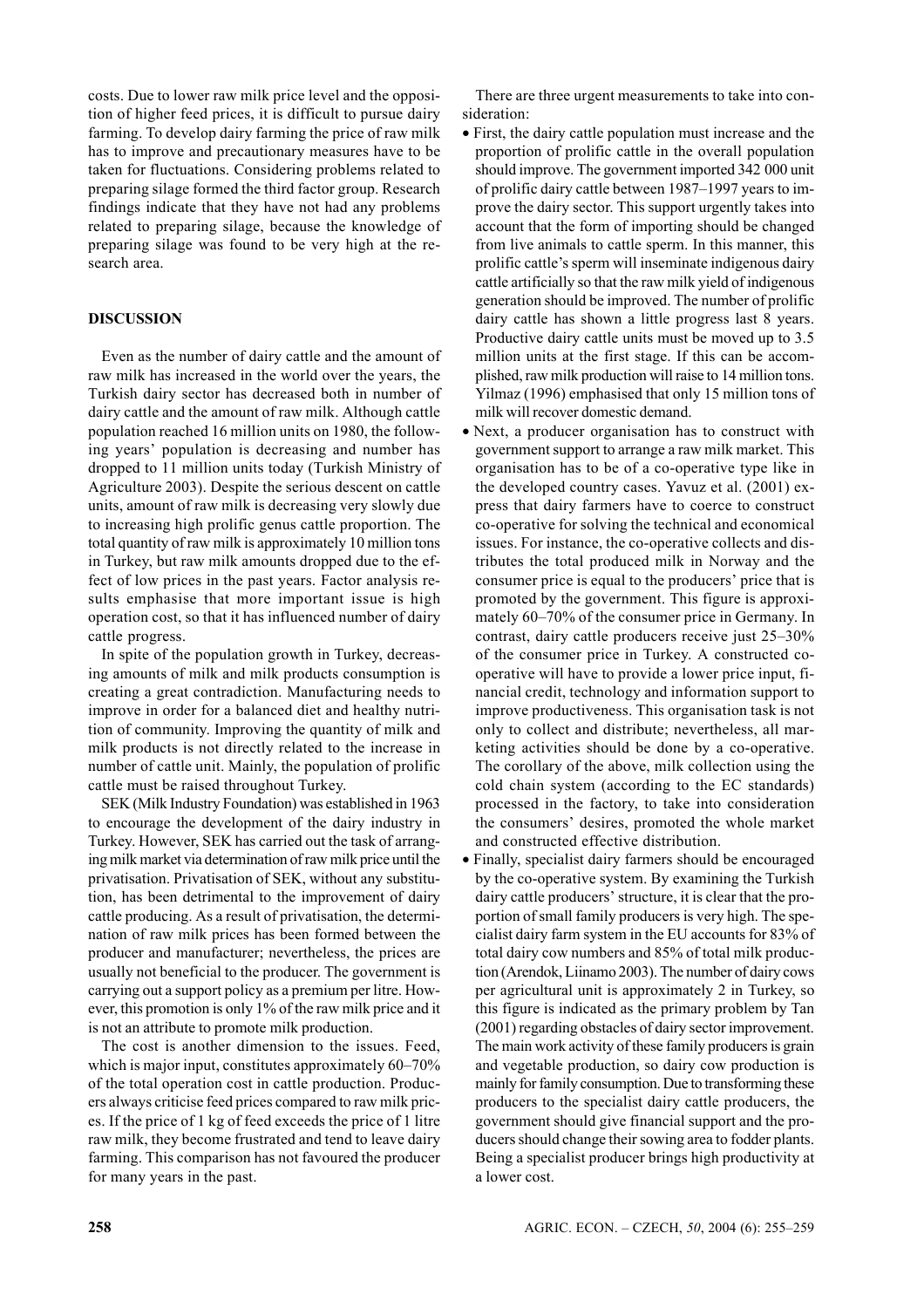costs. Due to lower raw milk price level and the opposition of higher feed prices, it is difficult to pursue dairy farming. To develop dairy farming the price of raw milk has to improve and precautionary measures have to be taken for fluctuations. Considering problems related to preparing silage formed the third factor group. Research findings indicate that they have not had any problems related to preparing silage, because the knowledge of preparing silage was found to be very high at the research area.

## DISCUSSION

Even as the number of dairy cattle and the amount of raw milk has increased in the world over the years, the Turkish dairy sector has decreased both in number of dairy cattle and the amount of raw milk. Although cattle population reached 16 million units on 1980, the following years' population is decreasing and number has dropped to 11 million units today (Turkish Ministry of Agriculture 2003). Despite the serious descent on cattle units, amount of raw milk is decreasing very slowly due to increasing high prolific genus cattle proportion. The total quantity of raw milk is approximately 10 million tons in Turkey, but raw milk amounts dropped due to the effect of low prices in the past years. Factor analysis results emphasise that more important issue is high operation cost, so that it has influenced number of dairy cattle progress.

In spite of the population growth in Turkey, decreasing amounts of milk and milk products consumption is creating a great contradiction. Manufacturing needs to improve in order for a balanced diet and healthy nutrition of community. Improving the quantity of milk and milk products is not directly related to the increase in number of cattle unit. Mainly, the population of prolific cattle must be raised throughout Turkey.

SEK (Milk Industry Foundation) was established in 1963 to encourage the development of the dairy industry in Turkey. However, SEK has carried out the task of arranging milk market via determination of raw milk price until the privatisation. Privatisation of SEK, without any substitution, has been detrimental to the improvement of dairy cattle producing. As a result of privatisation, the determination of raw milk prices has been formed between the producer and manufacturer; nevertheless, the prices are usually not beneficial to the producer. The government is carrying out a support policy as a premium per litre. However, this promotion is only 1% of the raw milk price and it is not an attribute to promote milk production.

The cost is another dimension to the issues. Feed, which is major input, constitutes approximately 60–70% of the total operation cost in cattle production. Producers always criticise feed prices compared to raw milk prices. If the price of 1 kg of feed exceeds the price of 1 litre raw milk, they become frustrated and tend to leave dairy farming. This comparison has not favoured the producer for many years in the past.

There are three urgent measurements to take into consideration:

- First, the dairy cattle population must increase and the proportion of prolific cattle in the overall population should improve. The government imported 342 000 unit of prolific dairy cattle between 1987–1997 years to improve the dairy sector. This support urgently takes into account that the form of importing should be changed from live animals to cattle sperm. In this manner, this prolific cattle's sperm will inseminate indigenous dairy cattle artificially so that the raw milk yield of indigenous generation should be improved. The number of prolific dairy cattle has shown a little progress last 8 years. Productive dairy cattle units must be moved up to 3.5 million units at the first stage. If this can be accomplished, raw milk production will raise to 14 million tons. Yilmaz (1996) emphasised that only 15 million tons of milk will recover domestic demand.
- Next, a producer organisation has to construct with government support to arrange a raw milk market. This organisation has to be of a co-operative type like in the developed country cases. Yavuz et al. (2001) express that dairy farmers have to coerce to construct co-operative for solving the technical and economical issues. For instance, the co-operative collects and distributes the total produced milk in Norway and the consumer price is equal to the producers' price that is promoted by the government. This figure is approximately 60–70% of the consumer price in Germany. In contrast, dairy cattle producers receive just 25–30% of the consumer price in Turkey. A constructed co-operative will have to provide a lower price input, financial credit, technology and information support to improve productiveness. This organisation task is not only to collect and distribute; nevertheless, all marketing activities should be done by a co-operative. The corollary of the above, milk collection using the cold chain system (according to the EC standards) processed in the factory, to take into consideration the consumers' desires, promoted the whole market and constructed effective distribution.
- Finally, specialist dairy farmers should be encouraged by the co-operative system. By examining the Turkish dairy cattle producers' structure, it is clear that the proportion of small family producers is very high. The specialist dairy farm system in the EU accounts for 83% of total dairy cow numbers and 85% of total milk production (Arendok, Liinamo 2003). The number of dairy cows per agricultural unit is approximately 2 in Turkey, so this figure is indicated as the primary problem by Tan (2001) regarding obstacles of dairy sector improvement. The main work activity of these family producers is grain and vegetable production, so dairy cow production is mainly for family consumption. Due to transforming these producers to the specialist dairy cattle producers, the government should give financial support and the producers should change their sowing area to fodder plants. Being a specialist producer brings high productivity at a lower cost.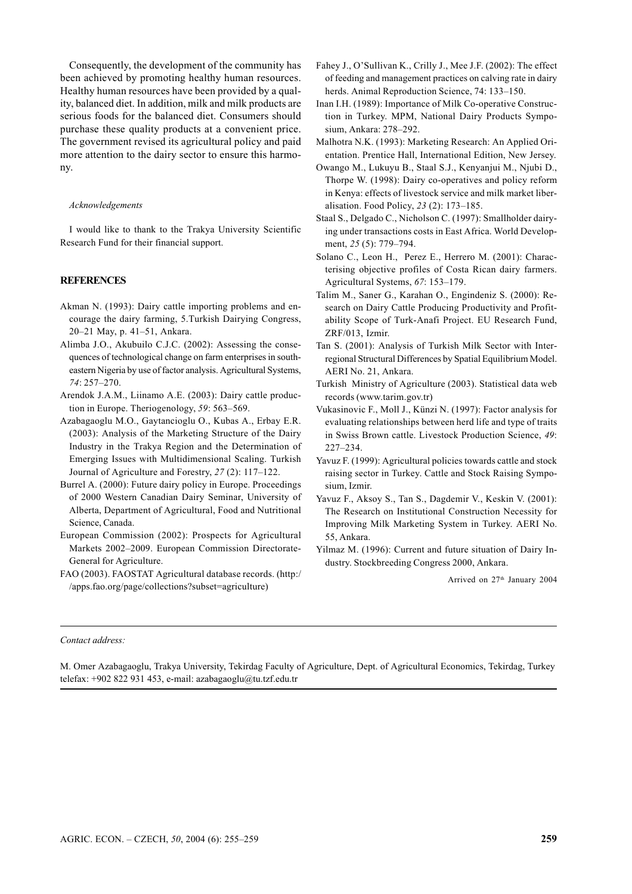Consequently, the development of the community has been achieved by promoting healthy human resources. Healthy human resources have been provided by a quality, balanced diet. In addition, milk and milk products are serious foods for the balanced diet. Consumers should purchase these quality products at a convenient price. The government revised its agricultural policy and paid more attention to the dairy sector to ensure this harmony.

*Acknowledgements*

I would like to thank to the Trakya University Scientific Research Fund for their financial support.

## REFERENCES

Akman N. (1993): Dairy cattle importing problems and encourage the dairy farming, 5.Turkish Dairying Congress, 20–21 May, p. 41–51, Ankara.

Alimba J.O., Akubuilo C.J.C. (2002): Assessing the consequences of technological change on farm enterprises in southeastern Nigeria by use of factor analysis. Agricultural Systems, *74*: 257–270.

Arendok J.A.M., Liinamo A.E. (2003): Dairy cattle production in Europe. Theriogenology, *59*: 563–569.

Azabagaoglu M.O., Gaytancioglu O., Kubas A., Erbay E.R. (2003): Analysis of the Marketing Structure of the Dairy Industry in the Trakya Region and the Determination of Emerging Issues with Multidimensional Scaling. Turkish Journal of Agriculture and Forestry, *27* (2): 117–122.

Burrel A. (2000): Future dairy policy in Europe. Proceedings of 2000 Western Canadian Dairy Seminar, University of Alberta, Department of Agricultural, Food and Nutritional Science, Canada.

European Commission (2002): Prospects for Agricultural Markets 2002–2009. European Commission Directorate-General for Agriculture.

FAO (2003). FAOSTAT Agricultural database records. (http://apps.fao.org/page/collections?subset=agriculture)

Fahey J., O'Sullivan K., Crilly J., Mee J.F. (2002): The effect of feeding and management practices on calving rate in dairy herds. Animal Reproduction Science, 74: 133–150.

Inan I.H. (1989): Importance of Milk Co-operative Construction in Turkey. MPM, National Dairy Products Symposium, Ankara: 278–292.

Malhotra N.K. (1993): Marketing Research: An Applied Orientation. Prentice Hall, International Edition, New Jersey.

Owango M., Lukuyu B., Staal S.J., Kenyanjui M., Njubi D., Thorpe W. (1998): Dairy co-operatives and policy reform in Kenya: effects of livestock service and milk market liberalisation. Food Policy, *23* (2): 173–185.

Staal S., Delgado C., Nicholson C. (1997): Smallholder dairying under transactions costs in East Africa. World Development, *25* (5): 779–794.

Solano C., Leon H., Perez E., Herrero M. (2001): Characterising objective profiles of Costa Rican dairy farmers. Agricultural Systems, *67*: 153–179.

Talim M., Saner G., Karahan O., Engindeniz S. (2000): Research on Dairy Cattle Producing Productivity and Profitability Scope of Turk-Anafi Project. EU Research Fund, ZRF/013, Izmir.

Tan S. (2001): Analysis of Turkish Milk Sector with Interregional Structural Differences by Spatial Equilibrium Model. AERI No. 21, Ankara.

Turkish Ministry of Agriculture (2003). Statistical data web records (www.tarim.gov.tr)

Vukasinovic F., Moll J., Künzi N. (1997): Factor analysis for evaluating relationships between herd life and type of traits in Swiss Brown cattle. Livestock Production Science, *49*: 227–234.

Yavuz F. (1999): Agricultural policies towards cattle and stock raising sector in Turkey. Cattle and Stock Raising Symposium, Izmir.

Yavuz F., Aksoy S., Tan S., Dagdemir V., Keskin V. (2001): The Research on Institutional Construction Necessity for Improving Milk Marketing System in Turkey. AERI No. 55, Ankara.

Yilmaz M. (1996): Current and future situation of Dairy Industry. Stockbreeding Congress 2000, Ankara.

Arrived on 27th January 2004

*Contact address:*

M. Omer Azabagaoglu, Trakya University, Tekirdag Faculty of Agriculture, Dept. of Agricultural Economics, Tekirdag, Turkey
telefax: +902 822 931 453, e-mail: azabagaoglu@tu.tzf.edu.tr